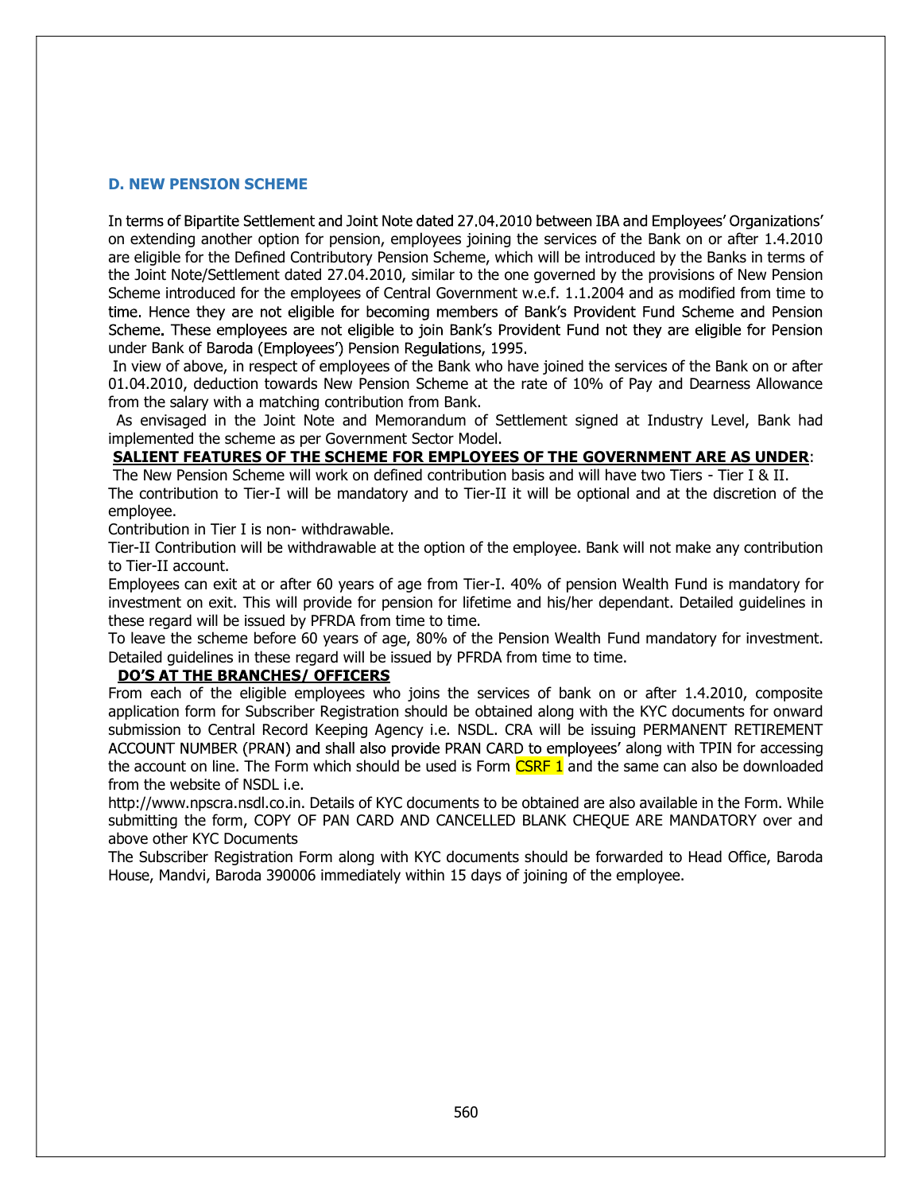## D. NEW PENSION SCHEME

In terms of Bipartite Settlement and Joint Note dated 27.04.2010 between IBA and Employees' Organizations' on extending another option for pension, employees joining the services of the Bank on or after 1.4.2010 are eligible for the Defined Contributory Pension Scheme, which will be introduced by the Banks in terms of the Joint Note/Settlement dated 27.04.2010, similar to the one governed by the provisions of New Pension Scheme introduced for the employees of Central Government w.e.f. 1.1.2004 and as modified from time to time. Hence they are not eligible for becoming members of Bank's Provident Fund Scheme and Pension Scheme. These employees are not eligible to join Bank's Provident Fund not they are eligible for Pension under Bank of Baroda (Employees') Pension Regulations, 1995.

In view of above, in respect of employees of the Bank who have joined the services of the Bank on or after 01.04.2010, deduction towards New Pension Scheme at the rate of 10% of Pay and Dearness Allowance from the salary with a matching contribution from Bank.

As envisaged in the Joint Note and Memorandum of Settlement signed at Industry Level, Bank had implemented the scheme as per Government Sector Model.

**SALIENT FEATURES OF THE SCHEME FOR EMPLOYEES OF THE GOVERNMENT ARE AS UNDER**:

The New Pension Scheme will work on defined contribution basis and will have two Tiers - Tier I & II.

The contribution to Tier-I will be mandatory and to Tier-II it will be optional and at the discretion of the employee.

Contribution in Tier I is non- withdrawable.

Tier-II Contribution will be withdrawable at the option of the employee. Bank will not make any contribution to Tier-II account.

Employees can exit at or after 60 years of age from Tier-I. 40% of pension Wealth Fund is mandatory for investment on exit. This will provide for pension for lifetime and his/her dependant. Detailed guidelines in these regard will be issued by PFRDA from time to time.

To leave the scheme before 60 years of age, 80% of the Pension Wealth Fund mandatory for investment. Detailed guidelines in these regard will be issued by PFRDA from time to time.

**DO'S AT THE BRANCHES/ OFFICERS**

From each of the eligible employees who joins the services of bank on or after 1.4.2010, composite application form for Subscriber Registration should be obtained along with the KYC documents for onward submission to Central Record Keeping Agency i.e. NSDL. CRA will be issuing PERMANENT RETIREMENT ACCOUNT NUMBER (PRAN) and shall also provide PRAN CARD to employees' along with TPIN for accessing the account on line. The Form which should be used is Form CSRF 1 and the same can also be downloaded from the website of NSDL i.e.

http://www.npscra.nsdl.co.in. Details of KYC documents to be obtained are also available in the Form. While submitting the form, COPY OF PAN CARD AND CANCELLED BLANK CHEQUE ARE MANDATORY over and above other KYC Documents

The Subscriber Registration Form along with KYC documents should be forwarded to Head Office, Baroda House, Mandvi, Baroda 390006 immediately within 15 days of joining of the employee.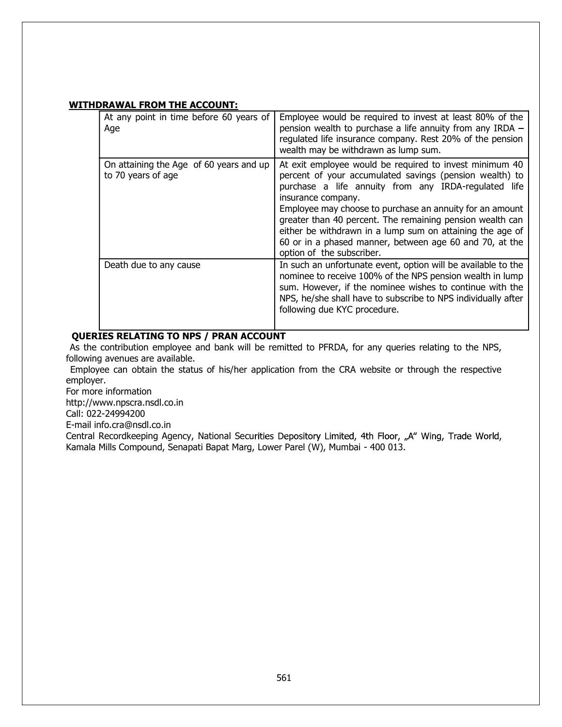**WITHDRAWAL FROM THE ACCOUNT:**

| | |
|---|---|
| At any point in time before 60 years of Age | Employee would be required to invest at least 80% of the pension wealth to purchase a life annuity from any IRDA – regulated life insurance company. Rest 20% of the pension wealth may be withdrawn as lump sum. |
| On attaining the Age of 60 years and up to 70 years of age | At exit employee would be required to invest minimum 40 percent of your accumulated savings (pension wealth) to purchase a life annuity from any IRDA-regulated life insurance company.<br>Employee may choose to purchase an annuity for an amount greater than 40 percent. The remaining pension wealth can either be withdrawn in a lump sum on attaining the age of 60 or in a phased manner, between age 60 and 70, at the option of the subscriber. |
| Death due to any cause | In such an unfortunate event, option will be available to the nominee to receive 100% of the NPS pension wealth in lump sum. However, if the nominee wishes to continue with the NPS, he/she shall have to subscribe to NPS individually after following due KYC procedure. |

**QUERIES RELATING TO NPS / PRAN ACCOUNT**

As the contribution employee and bank will be remitted to PFRDA, for any queries relating to the NPS, following avenues are available.

Employee can obtain the status of his/her application from the CRA website or through the respective employer.

For more information

http://www.npscra.nsdl.co.in

Call: 022-24994200

E-mail info.cra@nsdl.co.in

Central Recordkeeping Agency, National Securities Depository Limited, 4th Floor, „A" Wing, Trade World, Kamala Mills Compound, Senapati Bapat Marg, Lower Parel (W), Mumbai - 400 013.